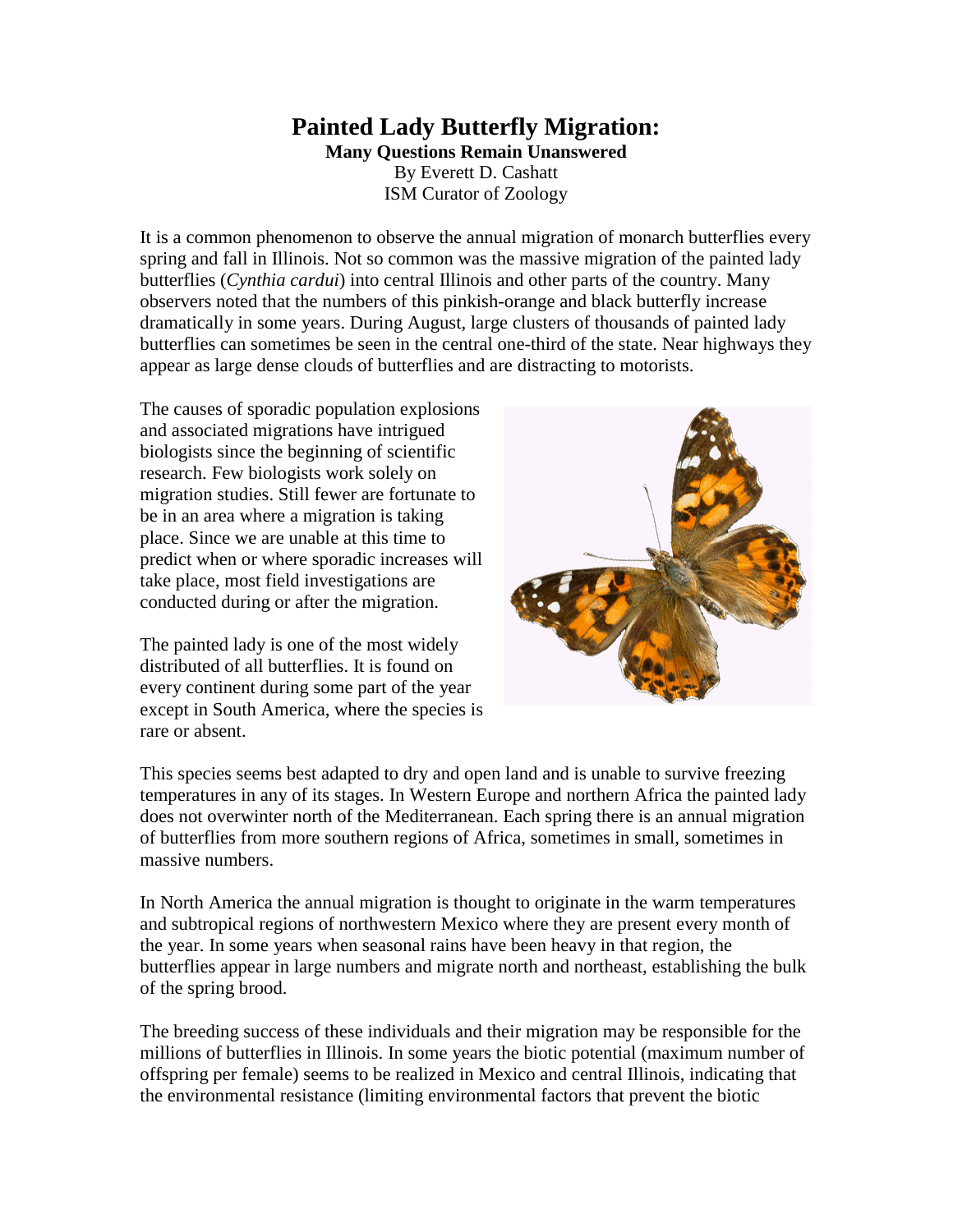# Painted Lady Butterfly Migration:

**Many Questions Remain Unanswered**

By Everett D. Cashatt
ISM Curator of Zoology

It is a common phenomenon to observe the annual migration of monarch butterflies every spring and fall in Illinois. Not so common was the massive migration of the painted lady butterflies (*Cynthia cardui*) into central Illinois and other parts of the country. Many observers noted that the numbers of this pinkish-orange and black butterfly increase dramatically in some years. During August, large clusters of thousands of painted lady butterflies can sometimes be seen in the central one-third of the state. Near highways they appear as large dense clouds of butterflies and are distracting to motorists.

The causes of sporadic population explosions and associated migrations have intrigued biologists since the beginning of scientific research. Few biologists work solely on migration studies. Still fewer are fortunate to be in an area where a migration is taking place. Since we are unable at this time to predict when or where sporadic increases will take place, most field investigations are conducted during or after the migration.

The painted lady is one of the most widely distributed of all butterflies. It is found on every continent during some part of the year except in South America, where the species is rare or absent.

This species seems best adapted to dry and open land and is unable to survive freezing temperatures in any of its stages. In Western Europe and northern Africa the painted lady does not overwinter north of the Mediterranean. Each spring there is an annual migration of butterflies from more southern regions of Africa, sometimes in small, sometimes in massive numbers.

In North America the annual migration is thought to originate in the warm temperatures and subtropical regions of northwestern Mexico where they are present every month of the year. In some years when seasonal rains have been heavy in that region, the butterflies appear in large numbers and migrate north and northeast, establishing the bulk of the spring brood.

The breeding success of these individuals and their migration may be responsible for the millions of butterflies in Illinois. In some years the biotic potential (maximum number of offspring per female) seems to be realized in Mexico and central Illinois, indicating that the environmental resistance (limiting environmental factors that prevent the biotic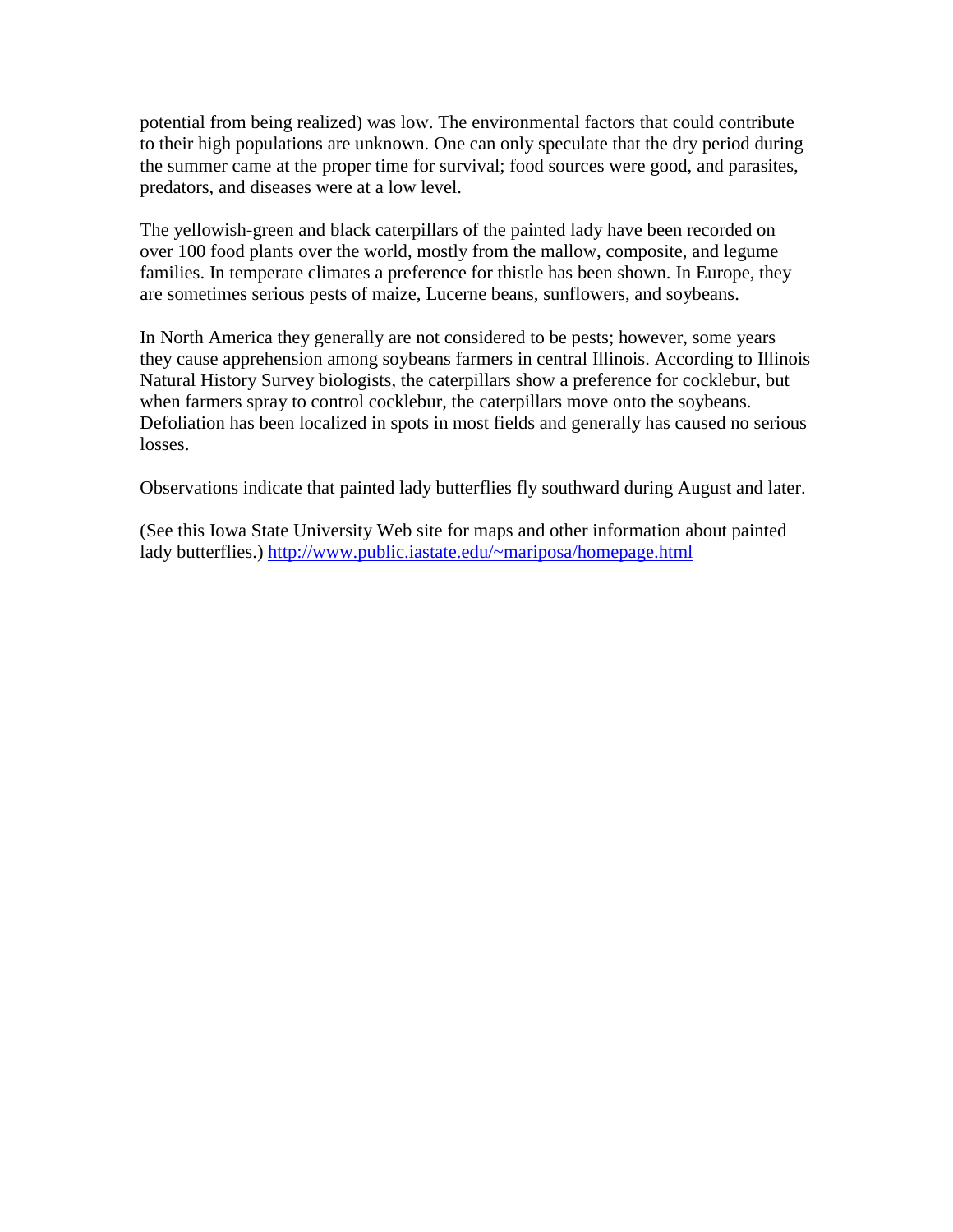potential from being realized) was low. The environmental factors that could contribute to their high populations are unknown. One can only speculate that the dry period during the summer came at the proper time for survival; food sources were good, and parasites, predators, and diseases were at a low level.

The yellowish-green and black caterpillars of the painted lady have been recorded on over 100 food plants over the world, mostly from the mallow, composite, and legume families. In temperate climates a preference for thistle has been shown. In Europe, they are sometimes serious pests of maize, Lucerne beans, sunflowers, and soybeans.

In North America they generally are not considered to be pests; however, some years they cause apprehension among soybeans farmers in central Illinois. According to Illinois Natural History Survey biologists, the caterpillars show a preference for cocklebur, but when farmers spray to control cocklebur, the caterpillars move onto the soybeans. Defoliation has been localized in spots in most fields and generally has caused no serious losses.

Observations indicate that painted lady butterflies fly southward during August and later.

(See this Iowa State University Web site for maps and other information about painted lady butterflies.) [http://www.public.iastate.edu/~mariposa/homepage.html](http://www.public.iastate.edu/~mariposa/homepage.html)